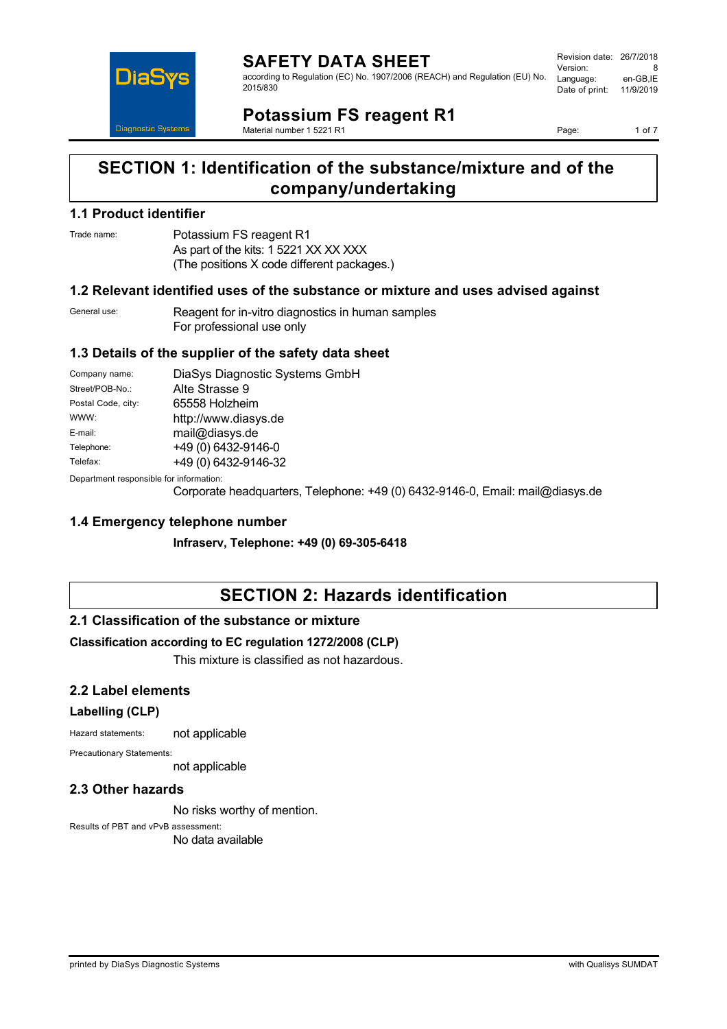# SECTION 1: Identification of the substance/mixture and of the company/undertaking

## 1.1 Product identifier

Trade name: Potassium FS reagent R1
As part of the kits: 1 5221 XX XX XXX
(The positions X code different packages.)

## 1.2 Relevant identified uses of the substance or mixture and uses advised against

General use: Reagent for in-vitro diagnostics in human samples
For professional use only

## 1.3 Details of the supplier of the safety data sheet

| | |
|---|---|
| Company name: | DiaSys Diagnostic Systems GmbH |
| Street/POB-No.: | Alte Strasse 9 |
| Postal Code, city: | 65558 Holzheim |
| WWW: | http://www.diasys.de |
| E-mail: | mail@diasys.de |
| Telephone: | +49 (0) 6432-9146-0 |
| Telefax: | +49 (0) 6432-9146-32 |

Department responsible for information:
Corporate headquarters, Telephone: +49 (0) 6432-9146-0, Email: mail@diasys.de

## 1.4 Emergency telephone number

**Infraserv, Telephone: +49 (0) 69-305-6418**

# SECTION 2: Hazards identification

## 2.1 Classification of the substance or mixture

**Classification according to EC regulation 1272/2008 (CLP)**

This mixture is classified as not hazardous.

## 2.2 Label elements

### Labelling (CLP)

Hazard statements: not applicable

Precautionary Statements:
not applicable

## 2.3 Other hazards

No risks worthy of mention.

Results of PBT and vPvB assessment:
No data available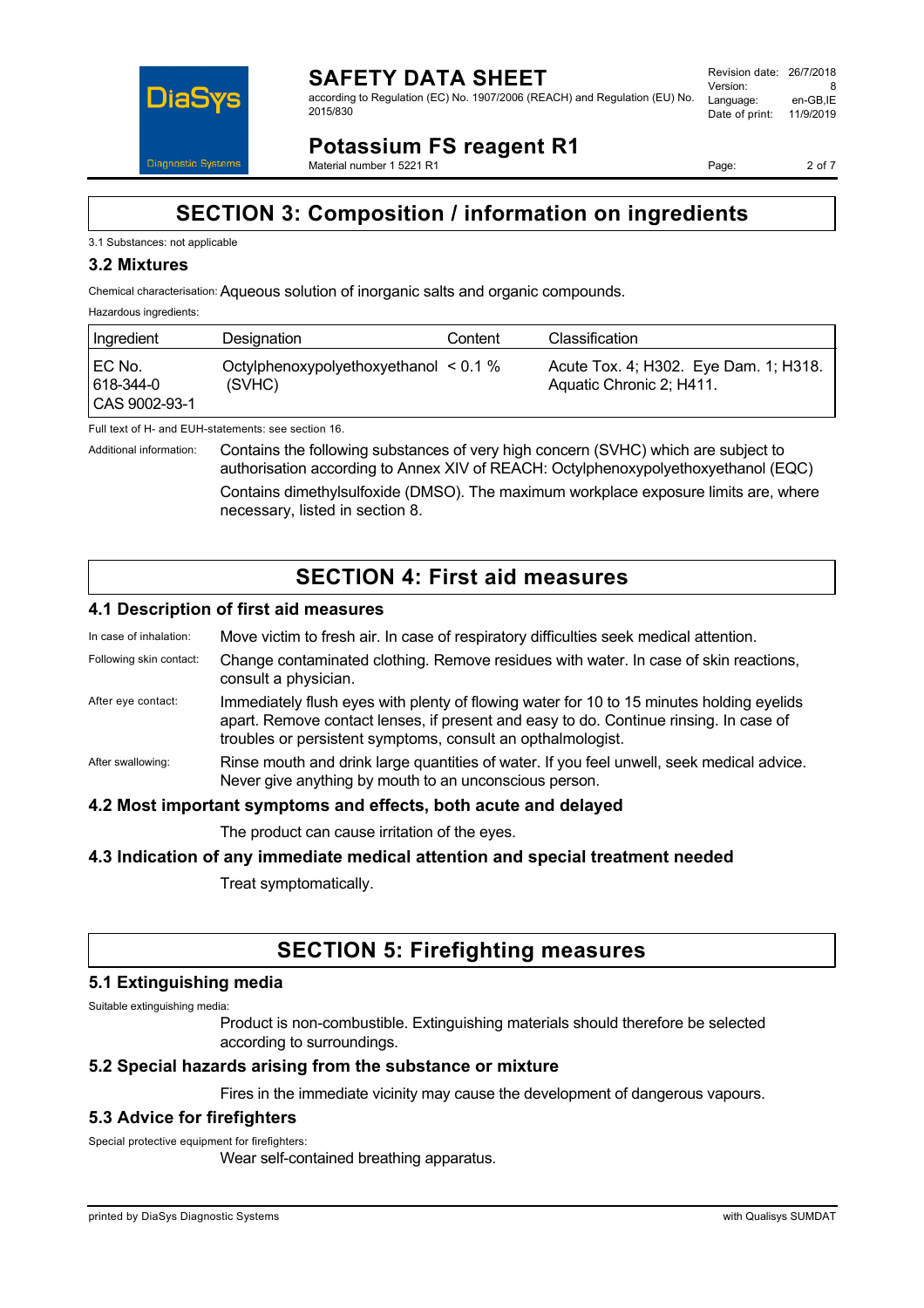# SECTION 3: Composition / information on ingredients

3.1 Substances: not applicable

### 3.2 Mixtures

Chemical characterisation: Aqueous solution of inorganic salts and organic compounds.

Hazardous ingredients:

| Ingredient | Designation | Content | Classification |
|---|---|---|---|
| EC No. 618-344-0 CAS 9002-93-1 | Octylphenoxypolyethoxyethanol (SVHC) | < 0.1 % | Acute Tox. 4; H302. Eye Dam. 1; H318. Aquatic Chronic 2; H411. |

Full text of H- and EUH-statements: see section 16.

Additional information: Contains the following substances of very high concern (SVHC) which are subject to authorisation according to Annex XIV of REACH: Octylphenoxypolyethoxyethanol (EQC)

Contains dimethylsulfoxide (DMSO). The maximum workplace exposure limits are, where necessary, listed in section 8.

# SECTION 4: First aid measures

### 4.1 Description of first aid measures

In case of inhalation: Move victim to fresh air. In case of respiratory difficulties seek medical attention.

Following skin contact: Change contaminated clothing. Remove residues with water. In case of skin reactions, consult a physician.

After eye contact: Immediately flush eyes with plenty of flowing water for 10 to 15 minutes holding eyelids apart. Remove contact lenses, if present and easy to do. Continue rinsing. In case of troubles or persistent symptoms, consult an opthalmologist.

After swallowing: Rinse mouth and drink large quantities of water. If you feel unwell, seek medical advice. Never give anything by mouth to an unconscious person.

### 4.2 Most important symptoms and effects, both acute and delayed

The product can cause irritation of the eyes.

### 4.3 Indication of any immediate medical attention and special treatment needed

Treat symptomatically.

# SECTION 5: Firefighting measures

### 5.1 Extinguishing media

Suitable extinguishing media:

Product is non-combustible. Extinguishing materials should therefore be selected according to surroundings.

### 5.2 Special hazards arising from the substance or mixture

Fires in the immediate vicinity may cause the development of dangerous vapours.

### 5.3 Advice for firefighters

Special protective equipment for firefighters:

Wear self-contained breathing apparatus.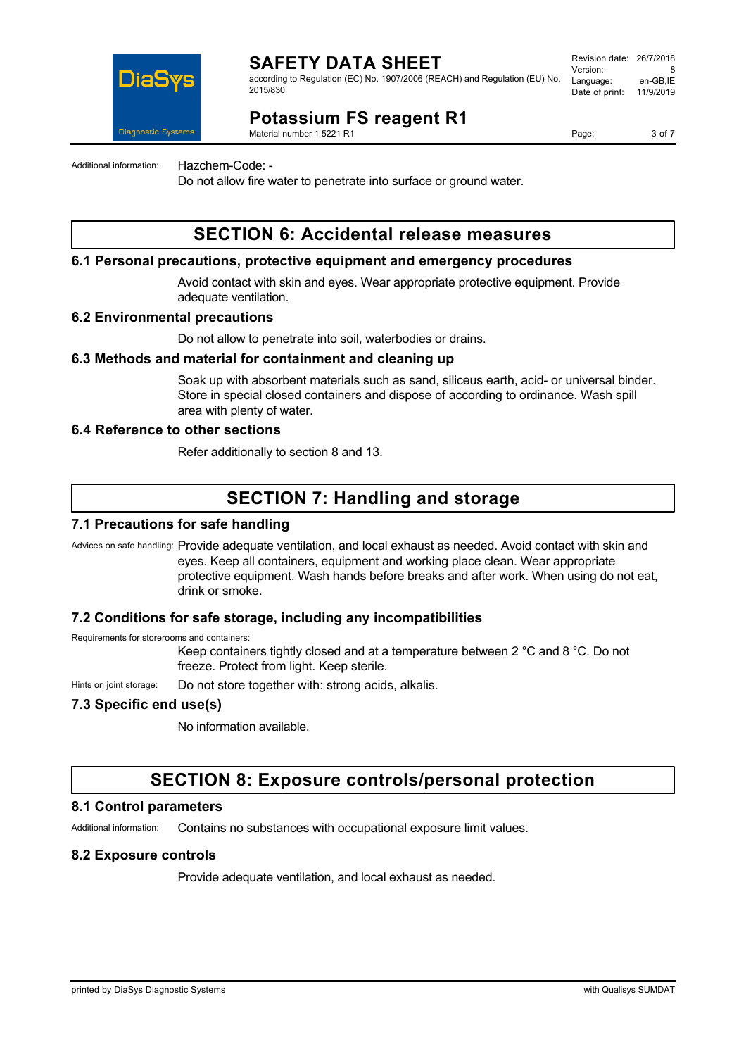Additional information: Hazchem-Code: -

Do not allow fire water to penetrate into surface or ground water.

# SECTION 6: Accidental release measures

## 6.1 Personal precautions, protective equipment and emergency procedures

Avoid contact with skin and eyes. Wear appropriate protective equipment. Provide adequate ventilation.

## 6.2 Environmental precautions

Do not allow to penetrate into soil, waterbodies or drains.

## 6.3 Methods and material for containment and cleaning up

Soak up with absorbent materials such as sand, siliceus earth, acid- or universal binder. Store in special closed containers and dispose of according to ordinance. Wash spill area with plenty of water.

## 6.4 Reference to other sections

Refer additionally to section 8 and 13.

# SECTION 7: Handling and storage

## 7.1 Precautions for safe handling

Advices on safe handling: Provide adequate ventilation, and local exhaust as needed. Avoid contact with skin and eyes. Keep all containers, equipment and working place clean. Wear appropriate protective equipment. Wash hands before breaks and after work. When using do not eat, drink or smoke.

## 7.2 Conditions for safe storage, including any incompatibilities

Requirements for storerooms and containers:

Keep containers tightly closed and at a temperature between 2 °C and 8 °C. Do not freeze. Protect from light. Keep sterile.

Hints on joint storage: Do not store together with: strong acids, alkalis.

## 7.3 Specific end use(s)

No information available.

# SECTION 8: Exposure controls/personal protection

## 8.1 Control parameters

Additional information: Contains no substances with occupational exposure limit values.

## 8.2 Exposure controls

Provide adequate ventilation, and local exhaust as needed.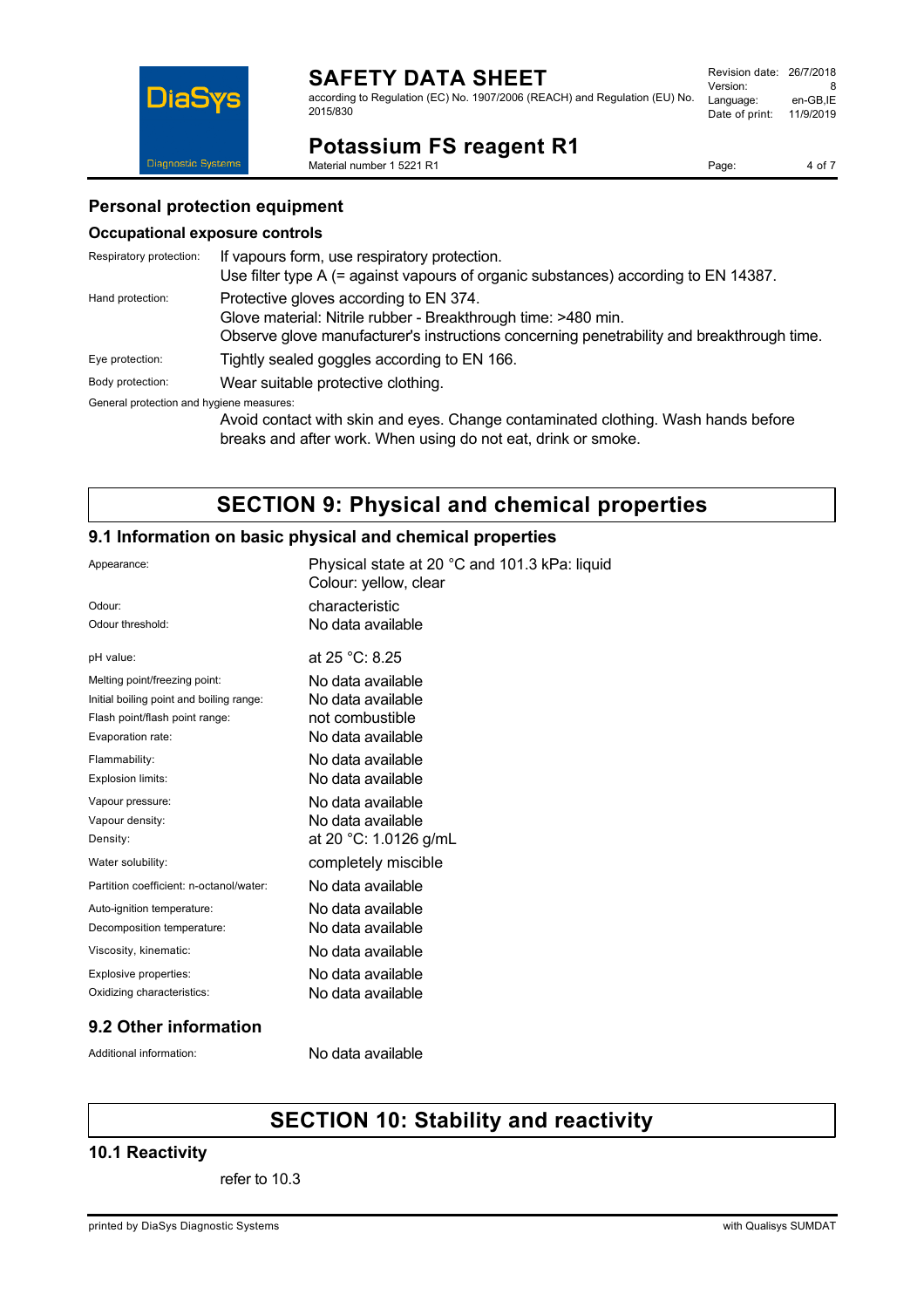### Personal protection equipment

#### Occupational exposure controls

| | |
|---|---|
| Respiratory protection: | If vapours form, use respiratory protection.<br>Use filter type A (= against vapours of organic substances) according to EN 14387. |
| Hand protection: | Protective gloves according to EN 374.<br>Glove material: Nitrile rubber - Breakthrough time: >480 min.<br>Observe glove manufacturer's instructions concerning penetrability and breakthrough time. |
| Eye protection: | Tightly sealed goggles according to EN 166. |
| Body protection: | Wear suitable protective clothing. |

General protection and hygiene measures:

Avoid contact with skin and eyes. Change contaminated clothing. Wash hands before breaks and after work. When using do not eat, drink or smoke.

## SECTION 9: Physical and chemical properties

### 9.1 Information on basic physical and chemical properties

| | |
|---|---|
| Appearance: | Physical state at 20 °C and 101.3 kPa: liquid<br>Colour: yellow, clear |
| Odour: | characteristic |
| Odour threshold: | No data available |
| pH value: | at 25 °C: 8.25 |
| Melting point/freezing point: | No data available |
| Initial boiling point and boiling range: | No data available |
| Flash point/flash point range: | not combustible |
| Evaporation rate: | No data available |
| Flammability: | No data available |
| Explosion limits: | No data available |
| Vapour pressure: | No data available |
| Vapour density: | No data available |
| Density: | at 20 °C: 1.0126 g/mL |
| Water solubility: | completely miscible |
| Partition coefficient: n-octanol/water: | No data available |
| Auto-ignition temperature: | No data available |
| Decomposition temperature: | No data available |
| Viscosity, kinematic: | No data available |
| Explosive properties: | No data available |
| Oxidizing characteristics: | No data available |

### 9.2 Other information

| | |
|---|---|
| Additional information: | No data available |

## SECTION 10: Stability and reactivity

### 10.1 Reactivity

refer to 10.3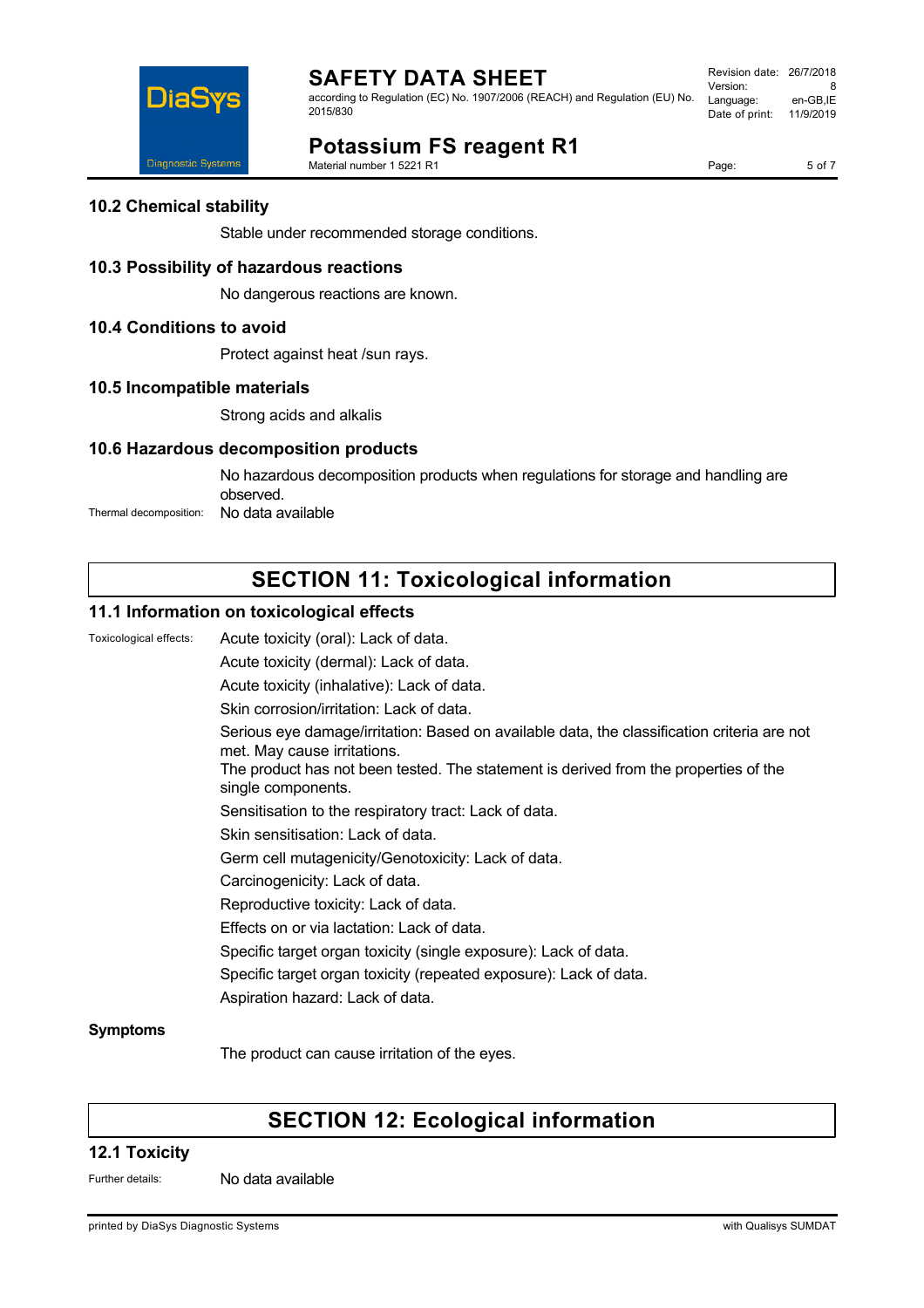### 10.2 Chemical stability

Stable under recommended storage conditions.

### 10.3 Possibility of hazardous reactions

No dangerous reactions are known.

### 10.4 Conditions to avoid

Protect against heat /sun rays.

### 10.5 Incompatible materials

Strong acids and alkalis

### 10.6 Hazardous decomposition products

No hazardous decomposition products when regulations for storage and handling are observed.

Thermal decomposition: No data available

## SECTION 11: Toxicological information

### 11.1 Information on toxicological effects

Toxicological effects:

Acute toxicity (oral): Lack of data.

Acute toxicity (dermal): Lack of data.

Acute toxicity (inhalative): Lack of data.

Skin corrosion/irritation: Lack of data.

Serious eye damage/irritation: Based on available data, the classification criteria are not met. May cause irritations.
The product has not been tested. The statement is derived from the properties of the single components.

Sensitisation to the respiratory tract: Lack of data.

Skin sensitisation: Lack of data.

Germ cell mutagenicity/Genotoxicity: Lack of data.

Carcinogenicity: Lack of data.

Reproductive toxicity: Lack of data.

Effects on or via lactation: Lack of data.

Specific target organ toxicity (single exposure): Lack of data.

Specific target organ toxicity (repeated exposure): Lack of data.

Aspiration hazard: Lack of data.

**Symptoms**

The product can cause irritation of the eyes.

## SECTION 12: Ecological information

### 12.1 Toxicity

Further details: No data available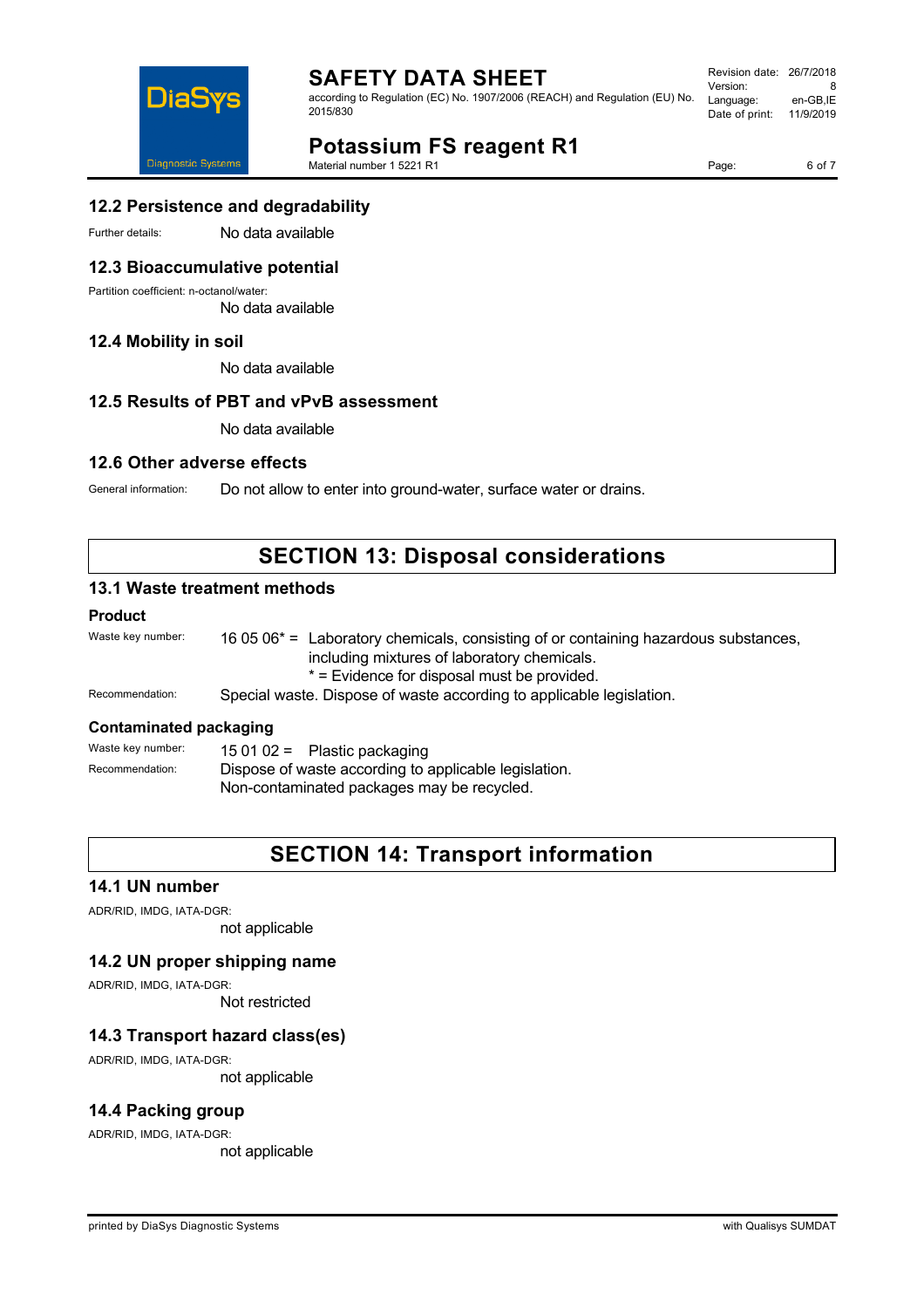### 12.2 Persistence and degradability

Further details: No data available

### 12.3 Bioaccumulative potential

Partition coefficient: n-octanol/water:

No data available

### 12.4 Mobility in soil

No data available

### 12.5 Results of PBT and vPvB assessment

No data available

### 12.6 Other adverse effects

General information: Do not allow to enter into ground-water, surface water or drains.

## SECTION 13: Disposal considerations

### 13.1 Waste treatment methods

**Product**

Waste key number: 16 05 06* = Laboratory chemicals, consisting of or containing hazardous substances, including mixtures of laboratory chemicals.
* = Evidence for disposal must be provided.

Recommendation: Special waste. Dispose of waste according to applicable legislation.

**Contaminated packaging**

Waste key number: 15 01 02 = Plastic packaging

Recommendation: Dispose of waste according to applicable legislation.
Non-contaminated packages may be recycled.

## SECTION 14: Transport information

### 14.1 UN number

ADR/RID, IMDG, IATA-DGR:

not applicable

### 14.2 UN proper shipping name

ADR/RID, IMDG, IATA-DGR:

Not restricted

### 14.3 Transport hazard class(es)

ADR/RID, IMDG, IATA-DGR:

not applicable

### 14.4 Packing group

ADR/RID, IMDG, IATA-DGR:

not applicable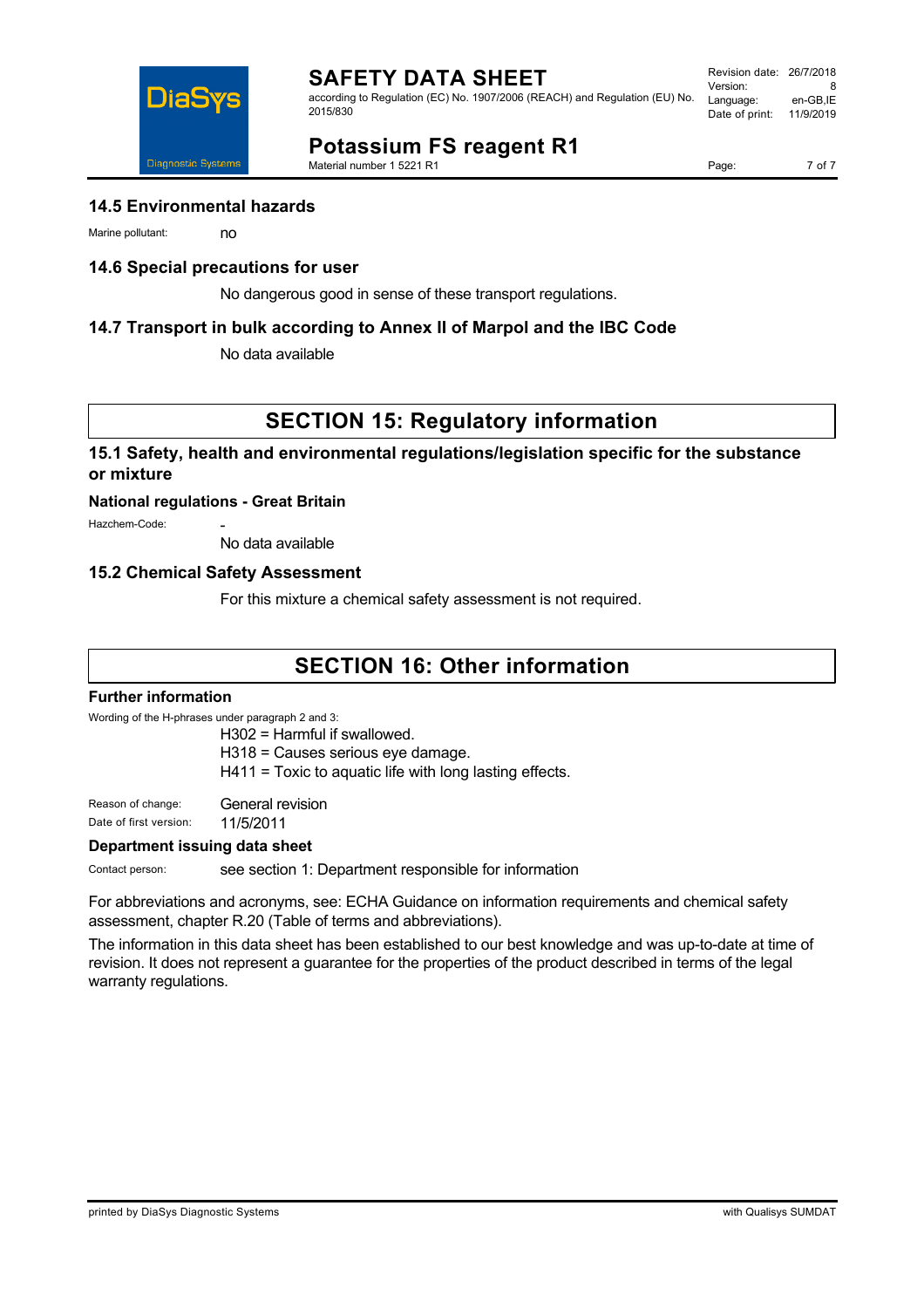### 14.5 Environmental hazards

Marine pollutant: no

### 14.6 Special precautions for user

No dangerous good in sense of these transport regulations.

### 14.7 Transport in bulk according to Annex II of Marpol and the IBC Code

No data available

## SECTION 15: Regulatory information

### 15.1 Safety, health and environmental regulations/legislation specific for the substance or mixture

**National regulations - Great Britain**

Hazchem-Code: -

No data available

### 15.2 Chemical Safety Assessment

For this mixture a chemical safety assessment is not required.

## SECTION 16: Other information

**Further information**

Wording of the H-phrases under paragraph 2 and 3:

H302 = Harmful if swallowed.
H318 = Causes serious eye damage.
H411 = Toxic to aquatic life with long lasting effects.

Reason of change: General revision

Date of first version: 11/5/2011

**Department issuing data sheet**

Contact person: see section 1: Department responsible for information

For abbreviations and acronyms, see: ECHA Guidance on information requirements and chemical safety assessment, chapter R.20 (Table of terms and abbreviations).

The information in this data sheet has been established to our best knowledge and was up-to-date at time of revision. It does not represent a guarantee for the properties of the product described in terms of the legal warranty regulations.